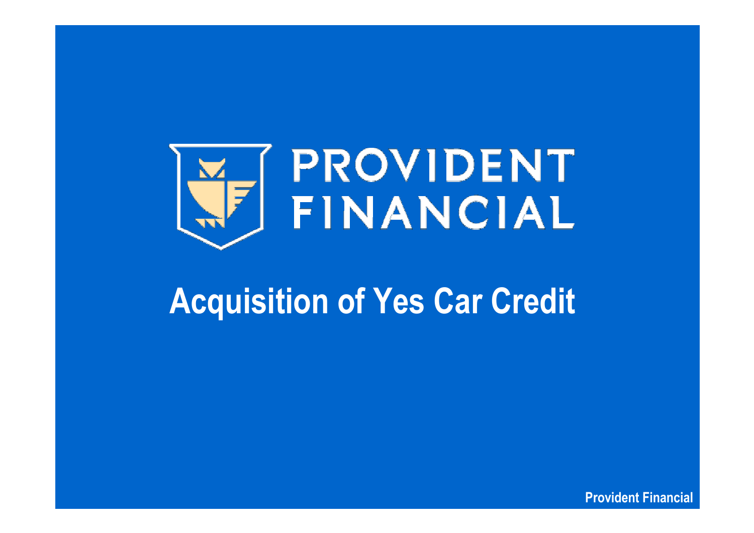# PROVIDENT FINANCIAL

## Acquisition of Yes Car Credit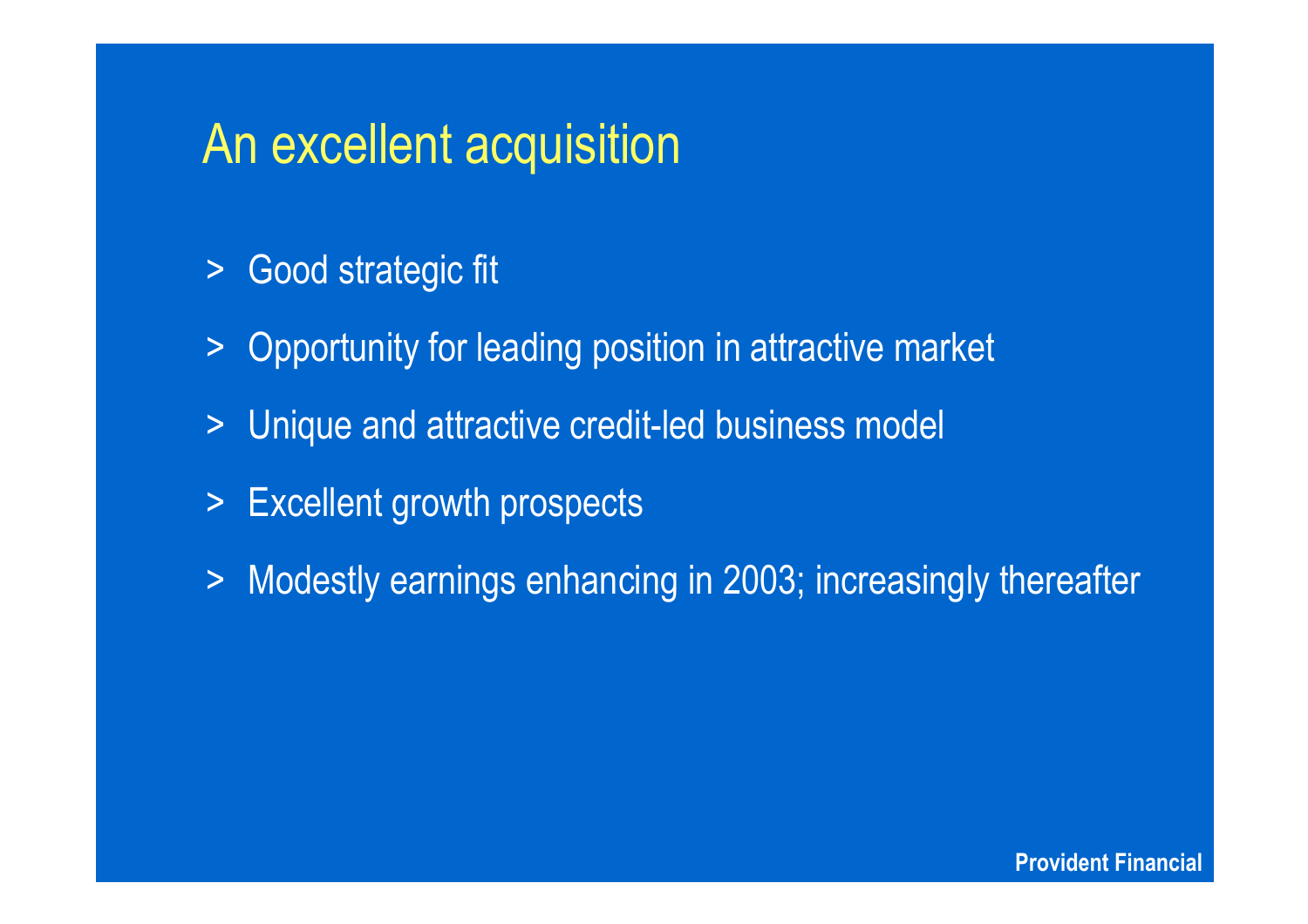# An excellent acquisition

- Good strategic fit
- Opportunity for leading position in attractive market
- Unique and attractive credit-led business model
- Excellent growth prospects
- Modestly earnings enhancing in 2003; increasingly thereafter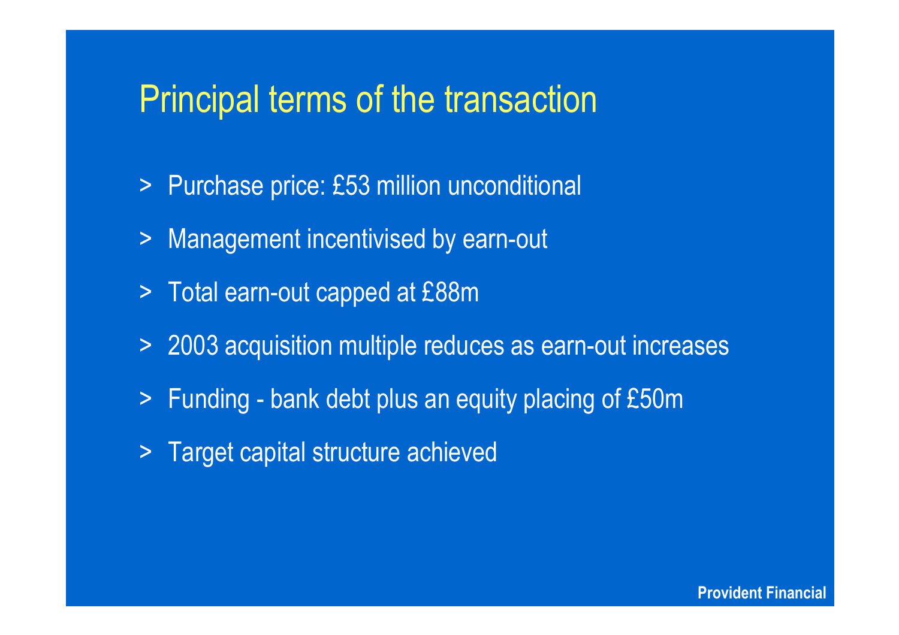# Principal terms of the transaction

> Purchase price: £53 million unconditional

> Management incentivised by earn-out

> Total earn-out capped at £88m

> 2003 acquisition multiple reduces as earn-out increases

> Funding - bank debt plus an equity placing of £50m

> Target capital structure achieved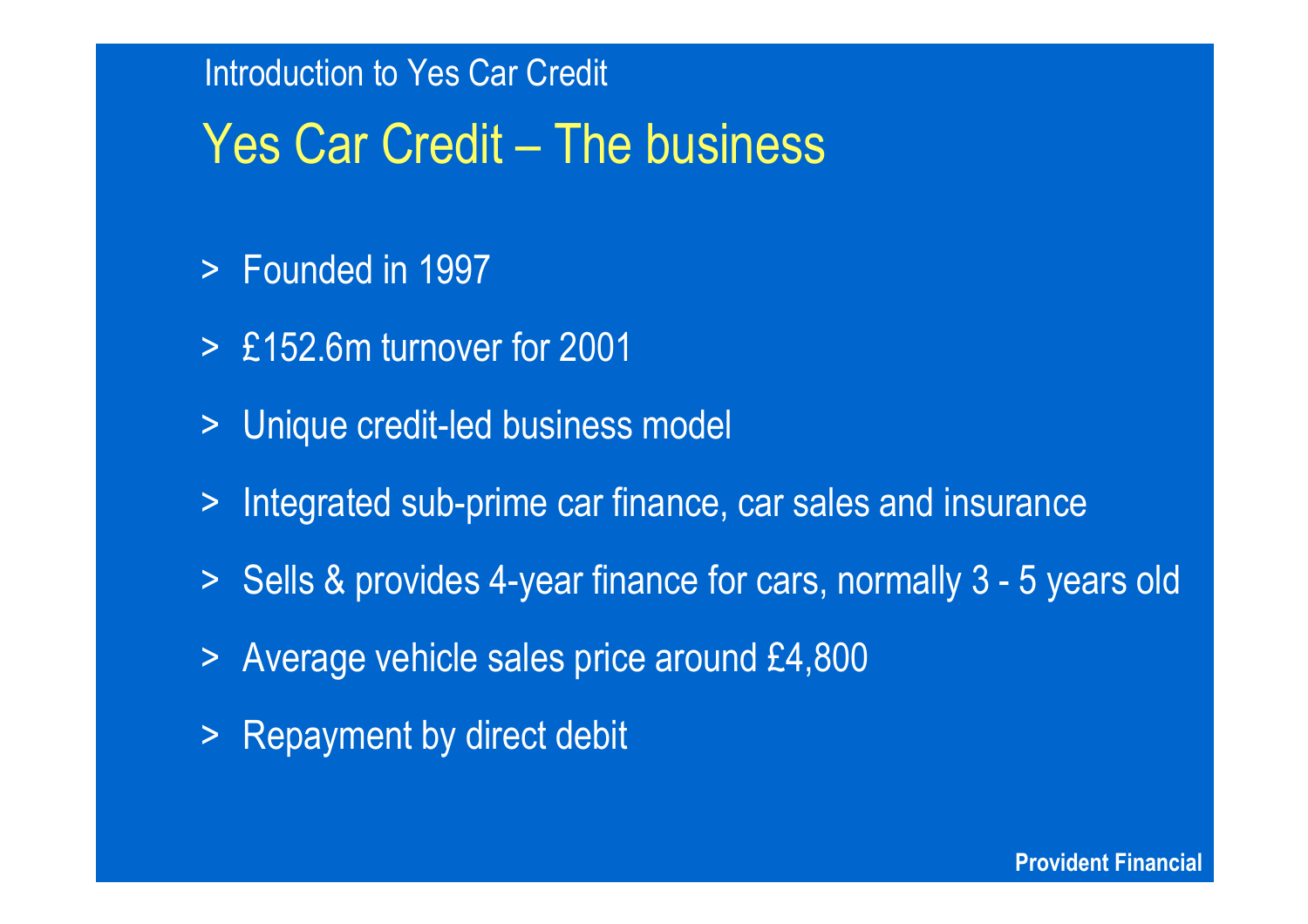Introduction to Yes Car Credit

# Yes Car Credit – The business

- Founded in 1997
- £152.6m turnover for 2001
- Unique credit-led business model
- Integrated sub-prime car finance, car sales and insurance
- Sells & provides 4-year finance for cars, normally 3 - 5 years old
- Average vehicle sales price around £4,800
- Repayment by direct debit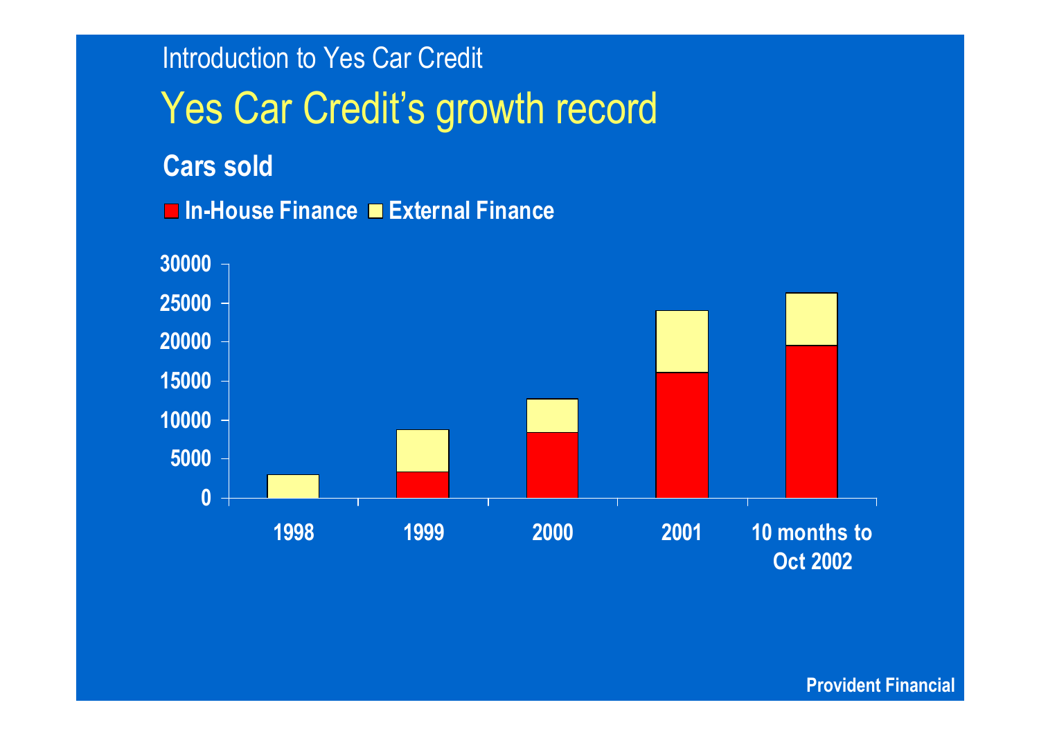Introduction to Yes Car Credit

# Yes Car Credit's growth record

**Cars sold**

**In-House Finance** **External Finance**

30000
25000
20000
15000
10000
5000
0

1998 1999 2000 2001 10 months to Oct 2002

**Provident Financial**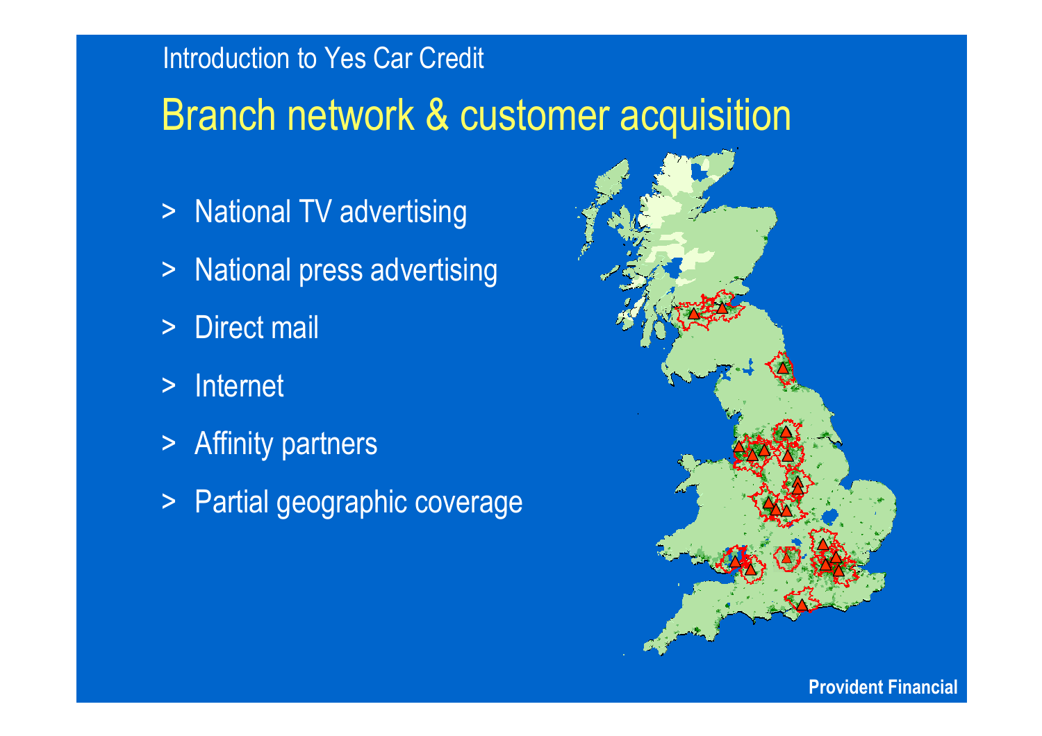Introduction to Yes Car Credit

# Branch network & customer acquisition

- National TV advertising
- National press advertising
- Direct mail
- Internet
- Affinity partners
- Partial geographic coverage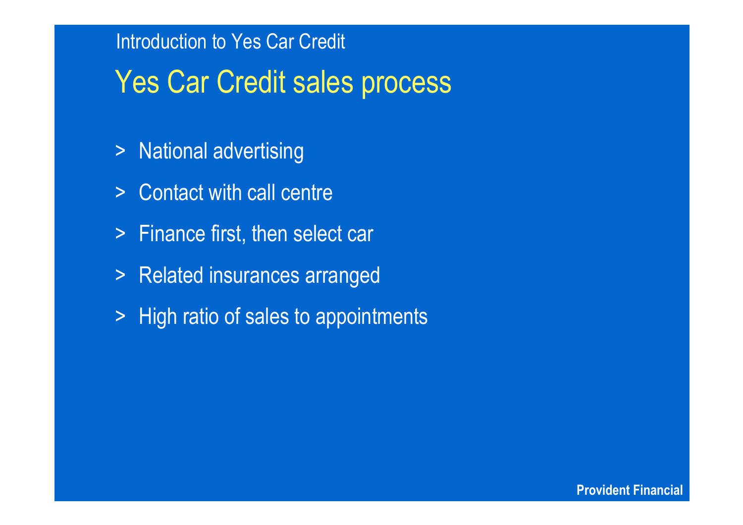Introduction to Yes Car Credit

# Yes Car Credit sales process

- National advertising
- Contact with call centre
- Finance first, then select car
- Related insurances arranged
- High ratio of sales to appointments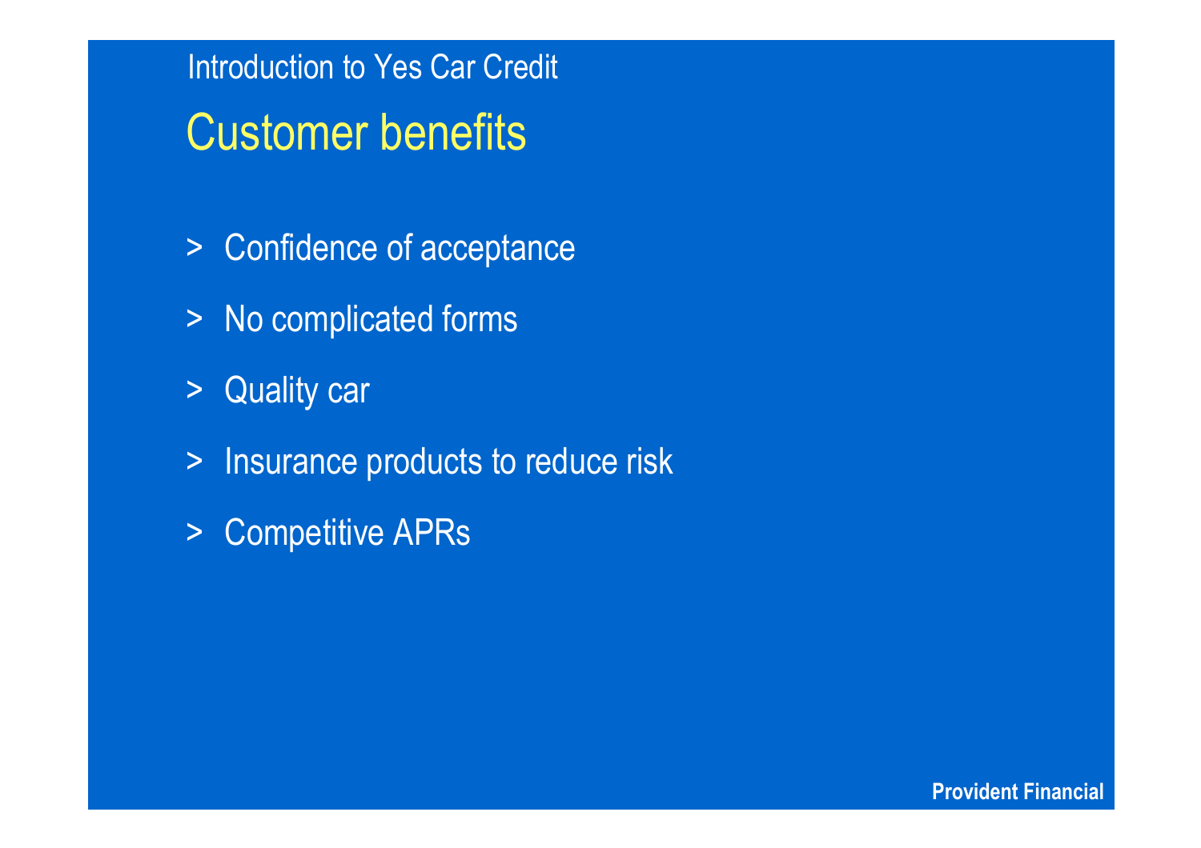Introduction to Yes Car Credit

# Customer benefits

> Confidence of acceptance

> No complicated forms

> Quality car

> Insurance products to reduce risk

> Competitive APRs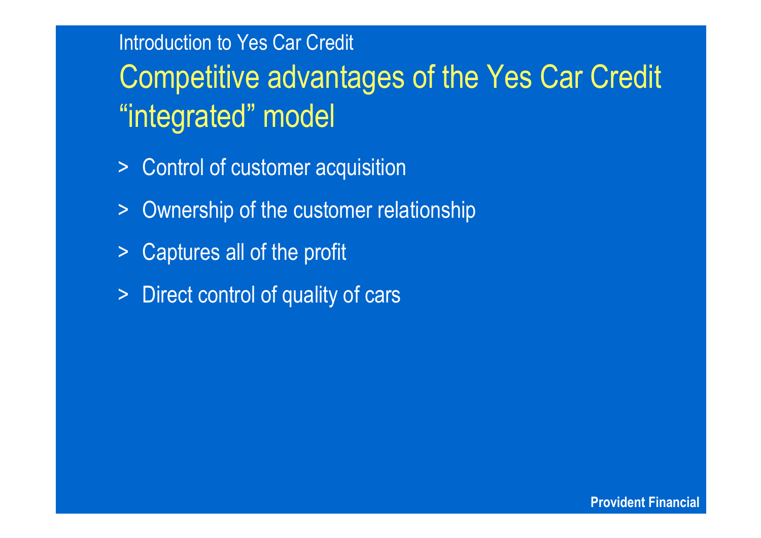Introduction to Yes Car Credit

# Competitive advantages of the Yes Car Credit "integrated" model

- Control of customer acquisition
- Ownership of the customer relationship
- Captures all of the profit
- Direct control of quality of cars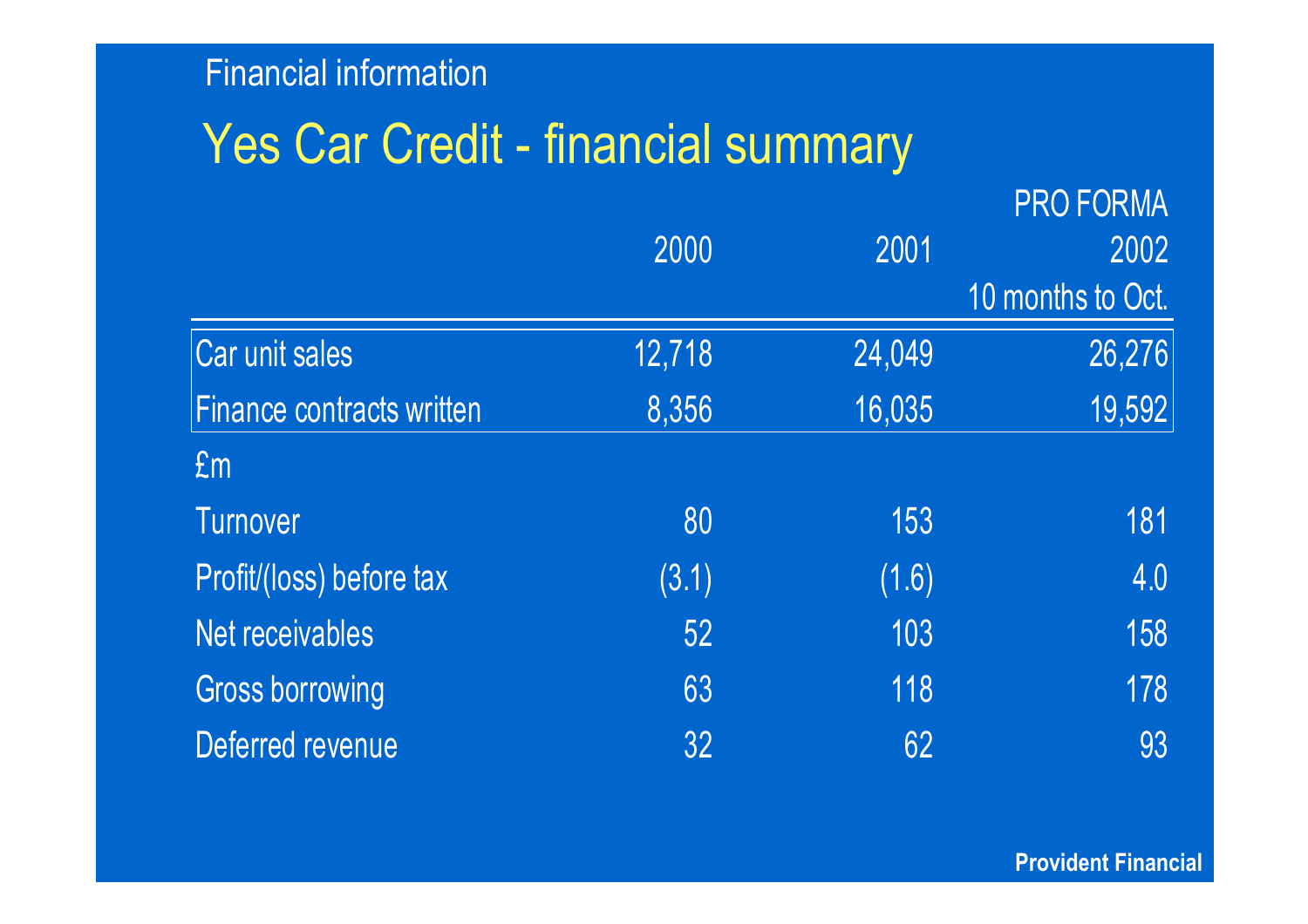Financial information

# Yes Car Credit - financial summary

| | 2000 | 2001 | PRO FORMA 2002 10 months to Oct. |
|---|---|---|---|
| Car unit sales | 12,718 | 24,049 | 26,276 |
| Finance contracts written | 8,356 | 16,035 | 19,592 |
| £m | | | |
| Turnover | 80 | 153 | 181 |
| Profit/(loss) before tax | (3.1) | (1.6) | 4.0 |
| Net receivables | 52 | 103 | 158 |
| Gross borrowing | 63 | 118 | 178 |
| Deferred revenue | 32 | 62 | 93 |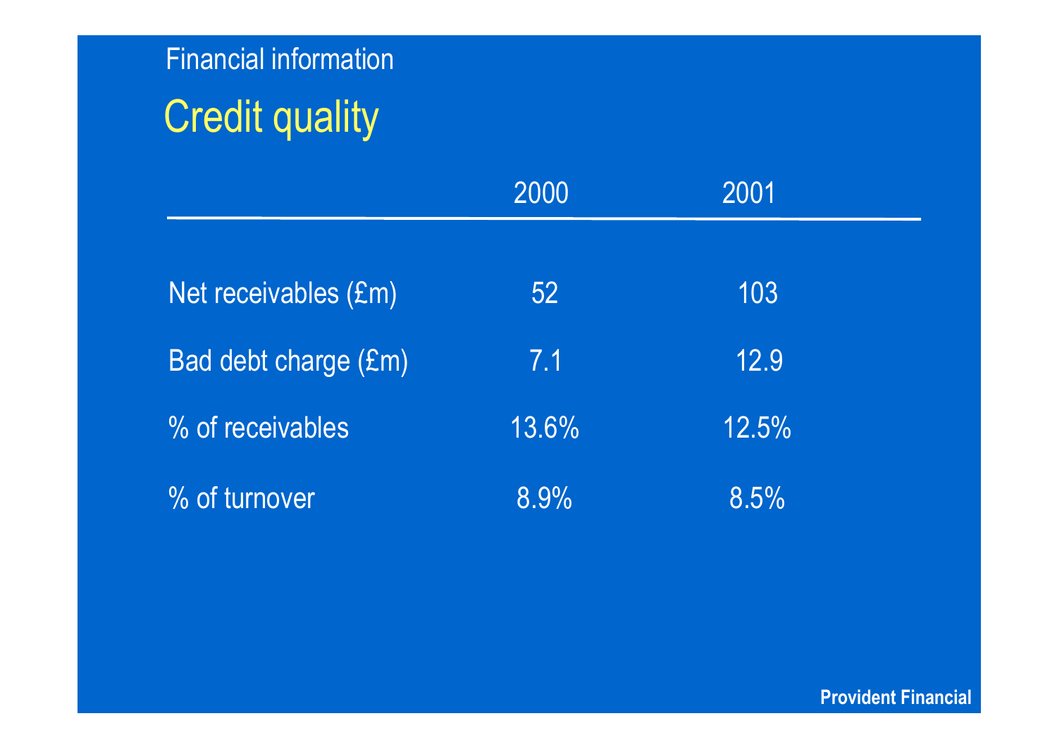Financial information

# Credit quality

| | 2000 | 2001 |
|---|---|---|
| Net receivables (£m) | 52 | 103 |
| Bad debt charge (£m) | 7.1 | 12.9 |
| % of receivables | 13.6% | 12.5% |
| % of turnover | 8.9% | 8.5% |

**Provident Financial**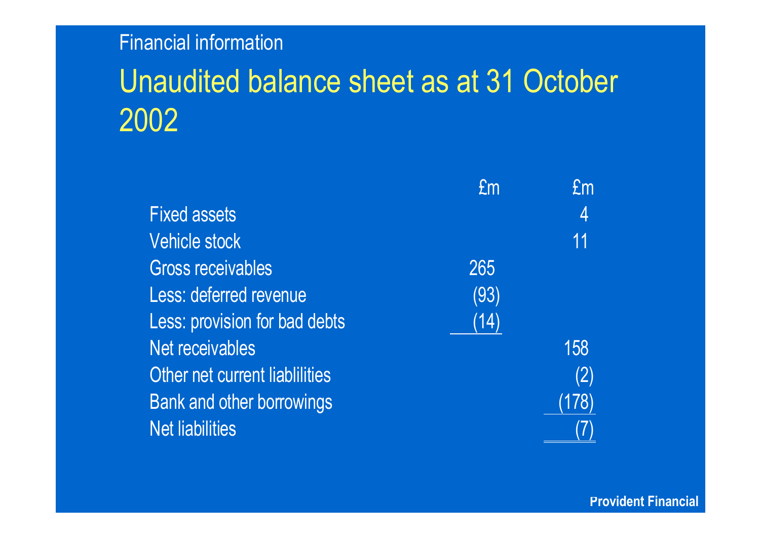Financial information

# Unaudited balance sheet as at 31 October 2002

| | £m | £m |
|---|---|---|
| Fixed assets | | 4 |
| Vehicle stock | | 11 |
| Gross receivables | 265 | |
| Less: deferred revenue | (93) | |
| Less: provision for bad debts | (14) | |
| Net receivables | | 158 |
| Other net current liablilities | | (2) |
| Bank and other borrowings | | (178) |
| Net liabilities | | (7) |

**Provident Financial**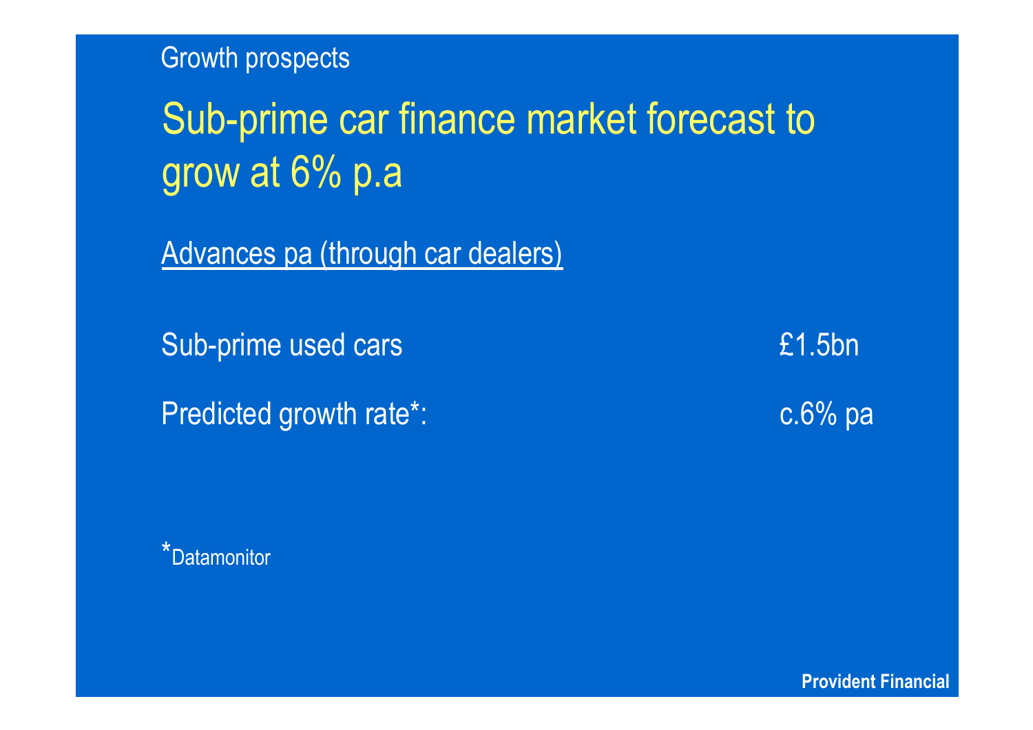Growth prospects

# Sub-prime car finance market forecast to grow at 6% p.a

<u>Advances pa (through car dealers)</u>

| | |
|---|---|
| Sub-prime used cars | £1.5bn |
| Predicted growth rate*: | c.6% pa |

*Datamonitor

**Provident Financial**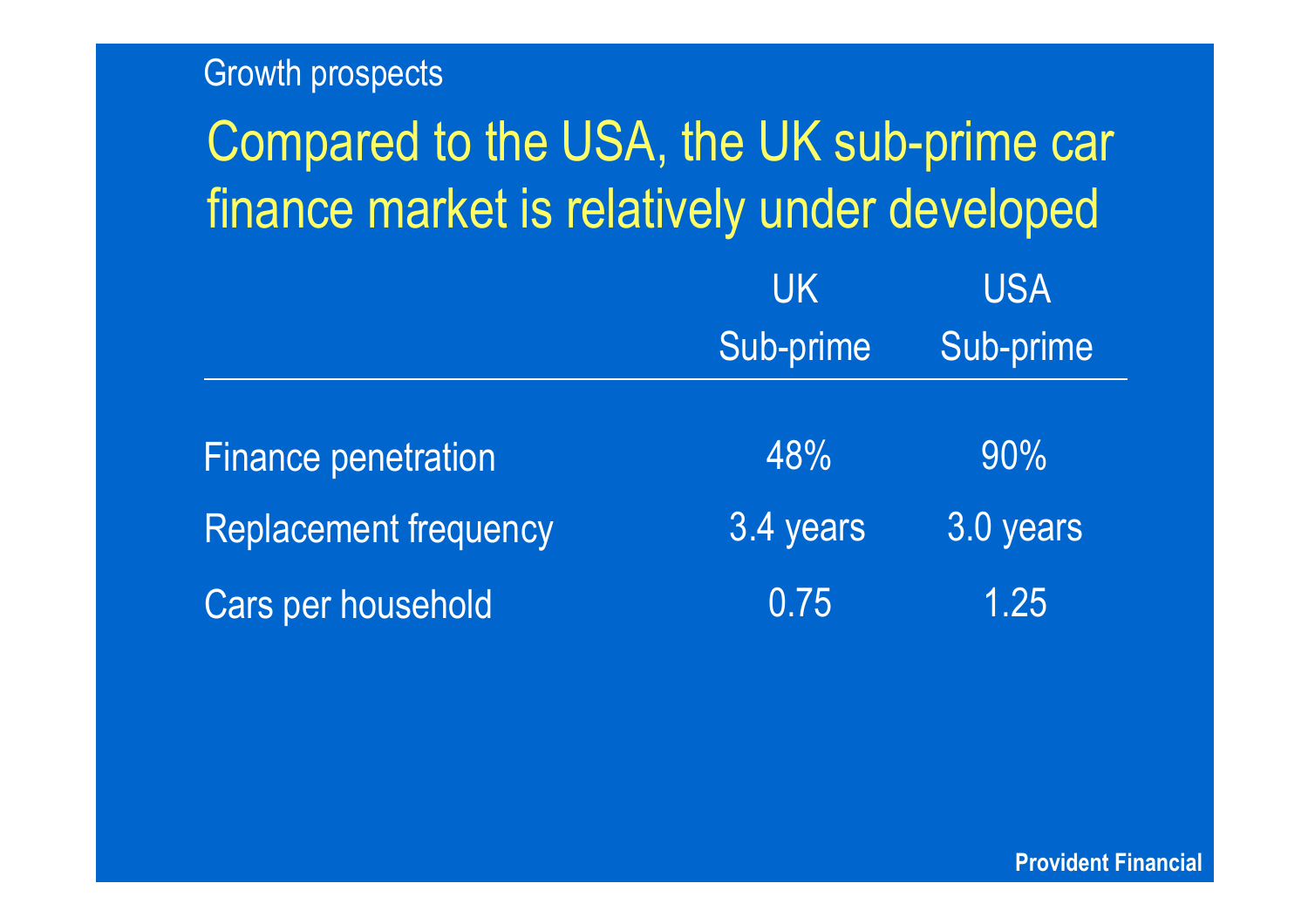Growth prospects

# Compared to the USA, the UK sub-prime car finance market is relatively under developed

| | UK Sub-prime | USA Sub-prime |
|---|---|---|
| Finance penetration | 48% | 90% |
| Replacement frequency | 3.4 years | 3.0 years |
| Cars per household | 0.75 | 1.25 |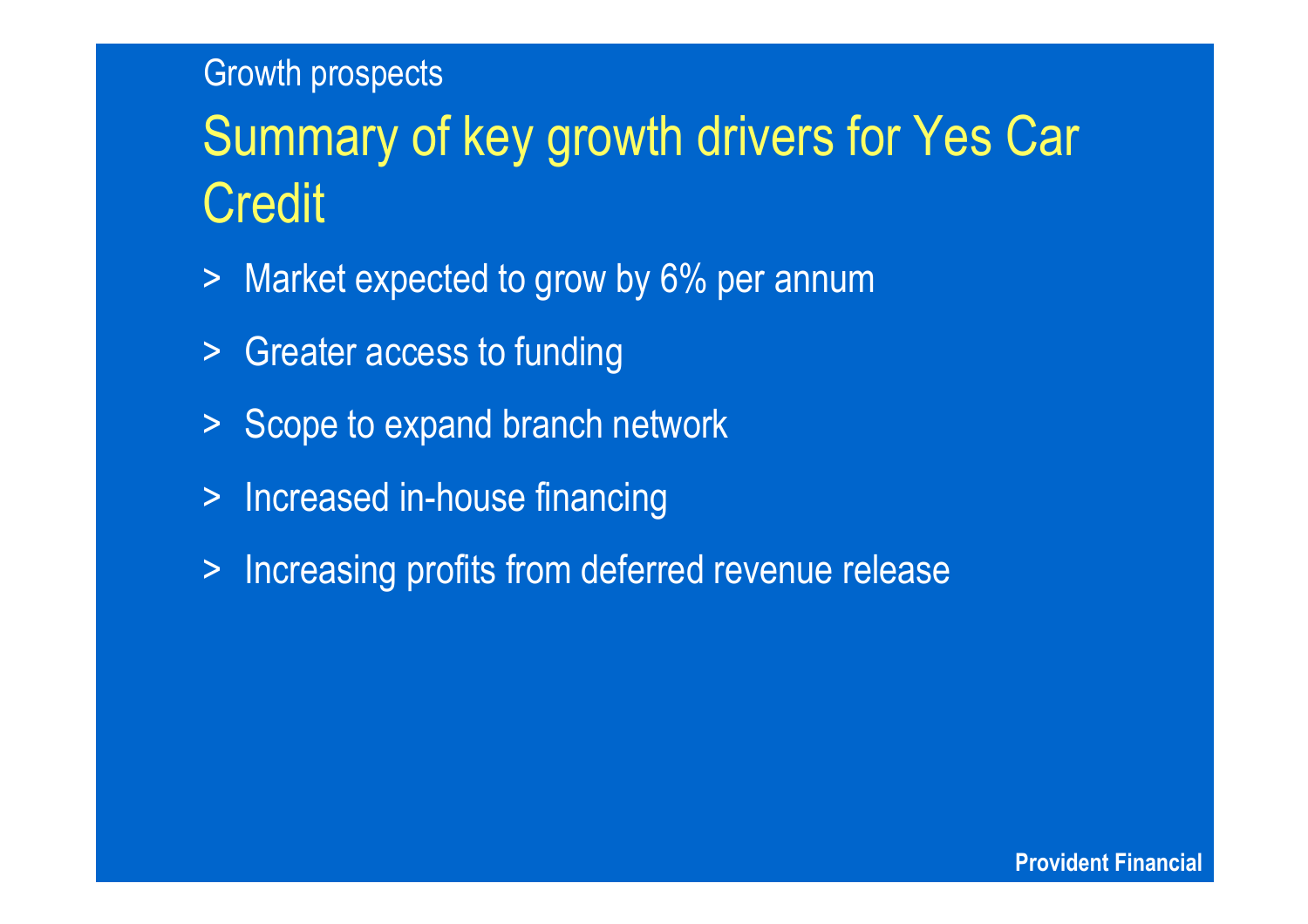Growth prospects

# Summary of key growth drivers for Yes Car Credit

- Market expected to grow by 6% per annum
- Greater access to funding
- Scope to expand branch network
- Increased in-house financing
- Increasing profits from deferred revenue release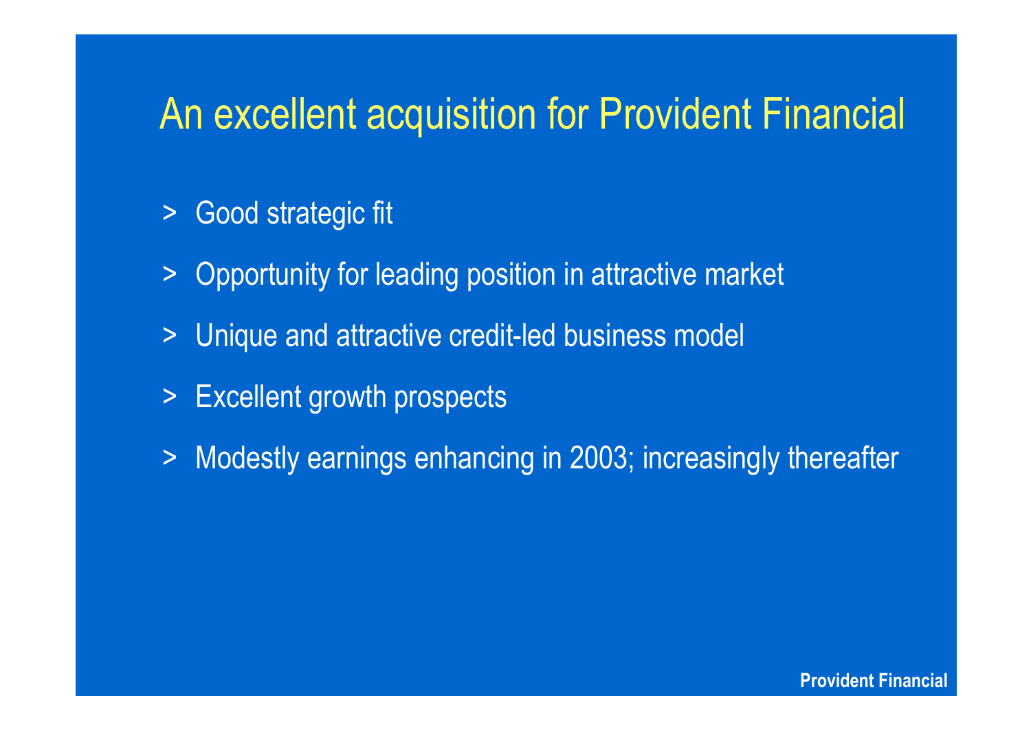# An excellent acquisition for Provident Financial

- Good strategic fit
- Opportunity for leading position in attractive market
- Unique and attractive credit-led business model
- Excellent growth prospects
- Modestly earnings enhancing in 2003; increasingly thereafter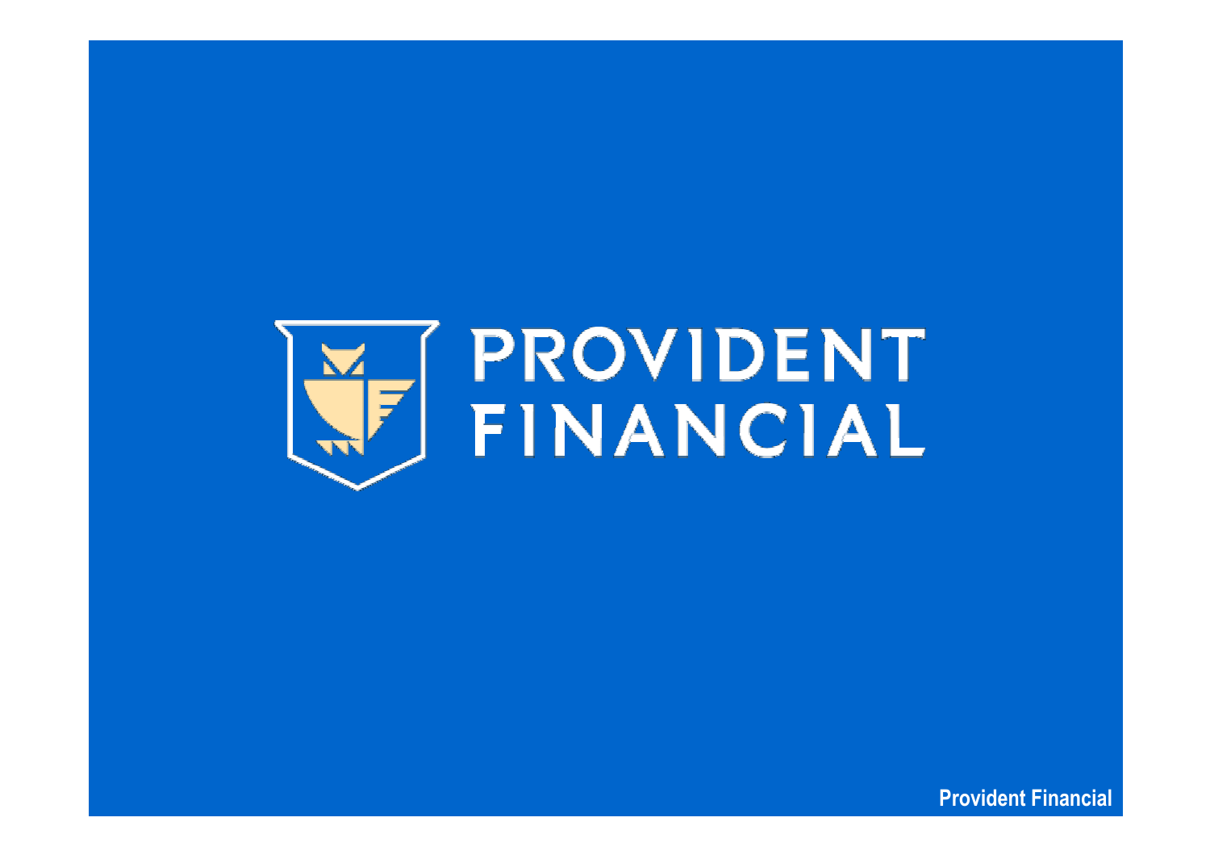PROVIDENT FINANCIAL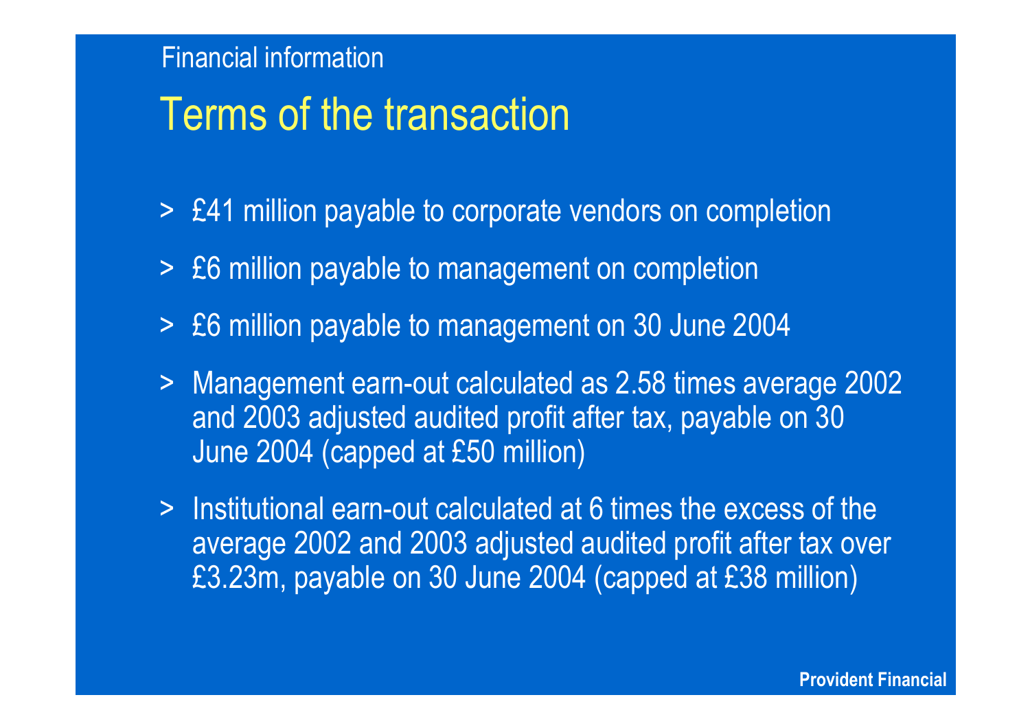Financial information

# Terms of the transaction

- £41 million payable to corporate vendors on completion
- £6 million payable to management on completion
- £6 million payable to management on 30 June 2004
- Management earn-out calculated as 2.58 times average 2002 and 2003 adjusted audited profit after tax, payable on 30 June 2004 (capped at £50 million)
- Institutional earn-out calculated at 6 times the excess of the average 2002 and 2003 adjusted audited profit after tax over £3.23m, payable on 30 June 2004 (capped at £38 million)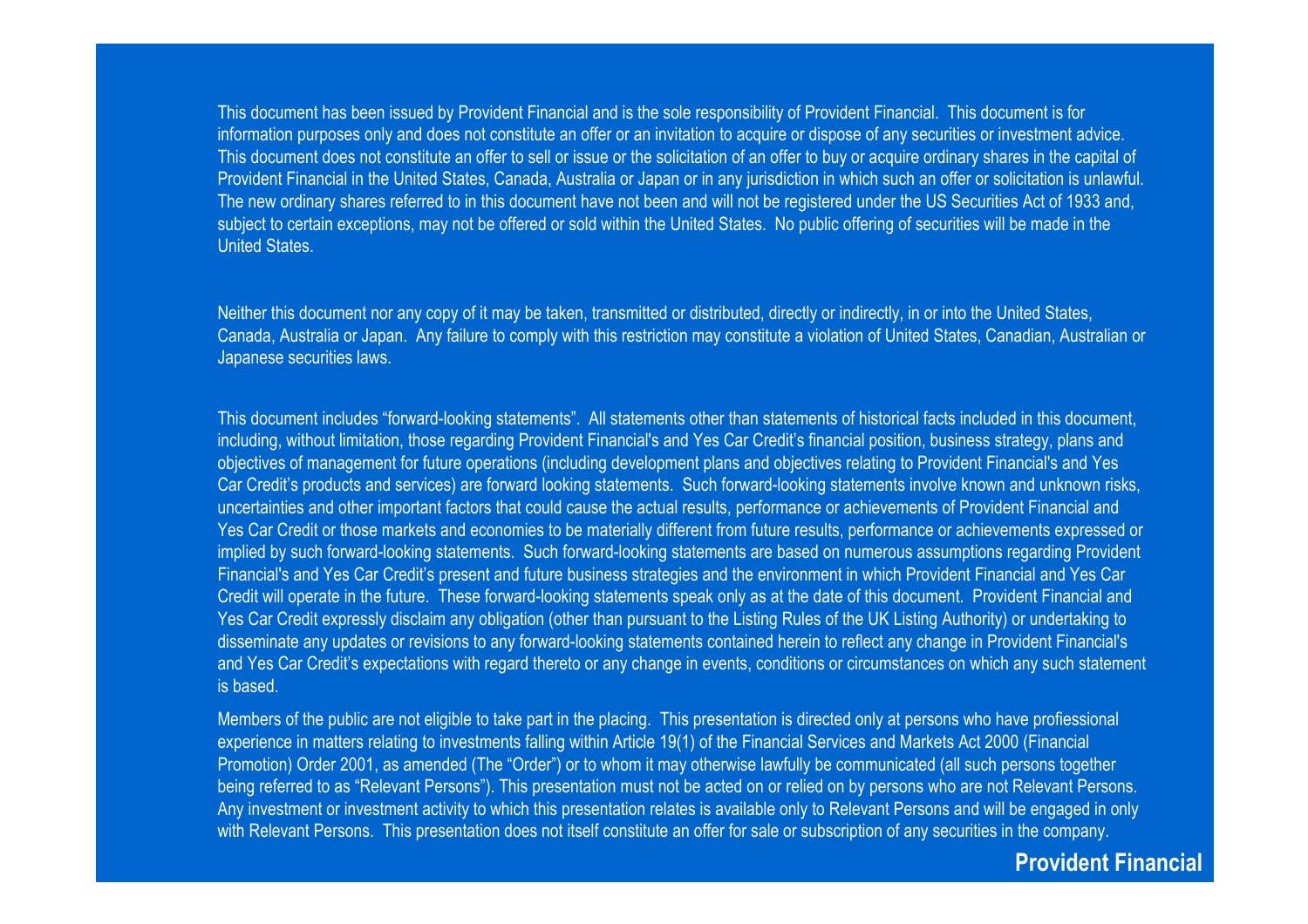This document has been issued by Provident Financial and is the sole responsibility of Provident Financial. This document is for information purposes only and does not constitute an offer or an invitation to acquire or dispose of any securities or investment advice. This document does not constitute an offer to sell or issue or the solicitation of an offer to buy or acquire ordinary shares in the capital of Provident Financial in the United States, Canada, Australia or Japan or in any jurisdiction in which such an offer or solicitation is unlawful. The new ordinary shares referred to in this document have not been and will not be registered under the US Securities Act of 1933 and, subject to certain exceptions, may not be offered or sold within the United States. No public offering of securities will be made in the United States.

Neither this document nor any copy of it may be taken, transmitted or distributed, directly or indirectly, in or into the United States, Canada, Australia or Japan. Any failure to comply with this restriction may constitute a violation of United States, Canadian, Australian or Japanese securities laws.

This document includes "forward-looking statements". All statements other than statements of historical facts included in this document, including, without limitation, those regarding Provident Financial's and Yes Car Credit's financial position, business strategy, plans and objectives of management for future operations (including development plans and objectives relating to Provident Financial's and Yes Car Credit's products and services) are forward looking statements. Such forward-looking statements involve known and unknown risks, uncertainties and other important factors that could cause the actual results, performance or achievements of Provident Financial and Yes Car Credit or those markets and economies to be materially different from future results, performance or achievements expressed or implied by such forward-looking statements. Such forward-looking statements are based on numerous assumptions regarding Provident Financial's and Yes Car Credit's present and future business strategies and the environment in which Provident Financial and Yes Car Credit will operate in the future. These forward-looking statements speak only as at the date of this document. Provident Financial and Yes Car Credit expressly disclaim any obligation (other than pursuant to the Listing Rules of the UK Listing Authority) or undertaking to disseminate any updates or revisions to any forward-looking statements contained herein to reflect any change in Provident Financial's and Yes Car Credit's expectations with regard thereto or any change in events, conditions or circumstances on which any such statement is based.

Members of the public are not eligible to take part in the placing. This presentation is directed only at persons who have profiessional experience in matters relating to investments falling within Article 19(1) of the Financial Services and Markets Act 2000 (Financial Promotion) Order 2001, as amended (The "Order") or to whom it may otherwise lawfully be communicated (all such persons together being referred to as "Relevant Persons"). This presentation must not be acted on or relied on by persons who are not Relevant Persons. Any investment or investment activity to which this presentation relates is available only to Relevant Persons and will be engaged in only with Relevant Persons. This presentation does not itself constitute an offer for sale or subscription of any securities in the company.

**Provident Financial**